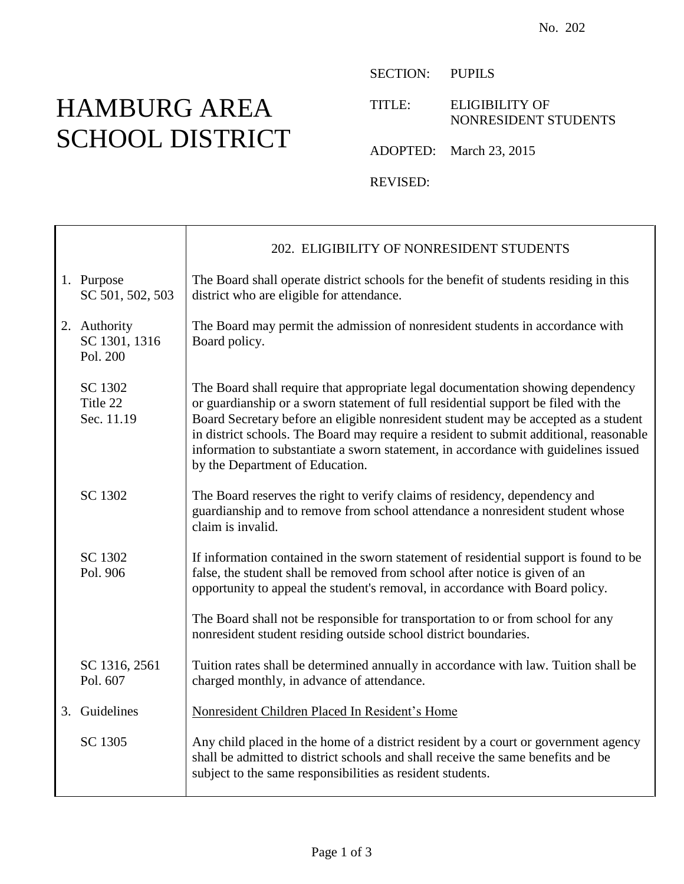No. 202

# HAMBURG AREA SCHOOL DISTRICT

SECTION: PUPILS

TITLE: ELIGIBILITY OF NONRESIDENT STUDENTS

ADOPTED: March 23, 2015

REVISED:

## 202. ELIGIBILITY OF NONRESIDENT STUDENTS

**1. Purpose**
SC 501, 502, 503

The Board shall operate district schools for the benefit of students residing in this district who are eligible for attendance.

**2. Authority**
SC 1301, 1316
Pol. 200

The Board may permit the admission of nonresident students in accordance with Board policy.

SC 1302
Title 22
Sec. 11.19

The Board shall require that appropriate legal documentation showing dependency or guardianship or a sworn statement of full residential support be filed with the Board Secretary before an eligible nonresident student may be accepted as a student in district schools. The Board may require a resident to submit additional, reasonable information to substantiate a sworn statement, in accordance with guidelines issued by the Department of Education.

SC 1302

The Board reserves the right to verify claims of residency, dependency and guardianship and to remove from school attendance a nonresident student whose claim is invalid.

SC 1302
Pol. 906

If information contained in the sworn statement of residential support is found to be false, the student shall be removed from school after notice is given of an opportunity to appeal the student's removal, in accordance with Board policy.

The Board shall not be responsible for transportation to or from school for any nonresident student residing outside school district boundaries.

SC 1316, 2561
Pol. 607

Tuition rates shall be determined annually in accordance with law. Tuition shall be charged monthly, in advance of attendance.

**3. Guidelines**

Nonresident Children Placed In Resident's Home

SC 1305

Any child placed in the home of a district resident by a court or government agency shall be admitted to district schools and shall receive the same benefits and be subject to the same responsibilities as resident students.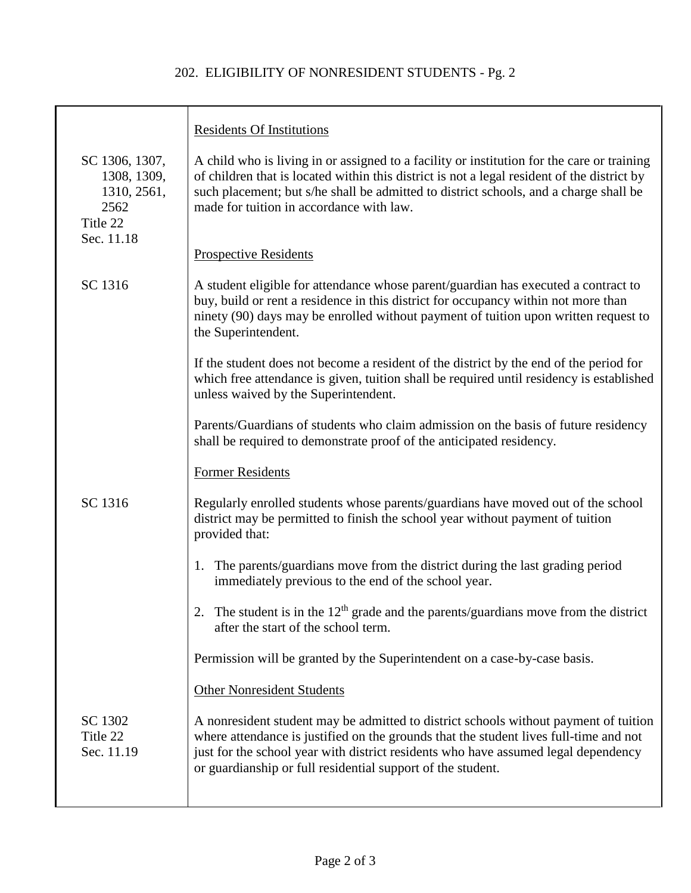| | |
|---|---|
| | **Residents Of Institutions** |
| SC 1306, 1307, 1308, 1309, 1310, 2561, 2562<br>Title 22<br>Sec. 11.18 | A child who is living in or assigned to a facility or institution for the care or training of children that is located within this district is not a legal resident of the district by such placement; but s/he shall be admitted to district schools, and a charge shall be made for tuition in accordance with law. |
| | **Prospective Residents** |
| SC 1316 | A student eligible for attendance whose parent/guardian has executed a contract to buy, build or rent a residence in this district for occupancy within not more than ninety (90) days may be enrolled without payment of tuition upon written request to the Superintendent.<br><br>If the student does not become a resident of the district by the end of the period for which free attendance is given, tuition shall be required until residency is established unless waived by the Superintendent.<br><br>Parents/Guardians of students who claim admission on the basis of future residency shall be required to demonstrate proof of the anticipated residency. |
| | **Former Residents** |
| SC 1316 | Regularly enrolled students whose parents/guardians have moved out of the school district may be permitted to finish the school year without payment of tuition provided that:<br><br>1. The parents/guardians move from the district during the last grading period immediately previous to the end of the school year.<br><br>2. The student is in the 12th grade and the parents/guardians move from the district after the start of the school term.<br><br>Permission will be granted by the Superintendent on a case-by-case basis. |
| | **Other Nonresident Students** |
| SC 1302<br>Title 22<br>Sec. 11.19 | A nonresident student may be admitted to district schools without payment of tuition where attendance is justified on the grounds that the student lives full-time and not just for the school year with district residents who have assumed legal dependency or guardianship or full residential support of the student. |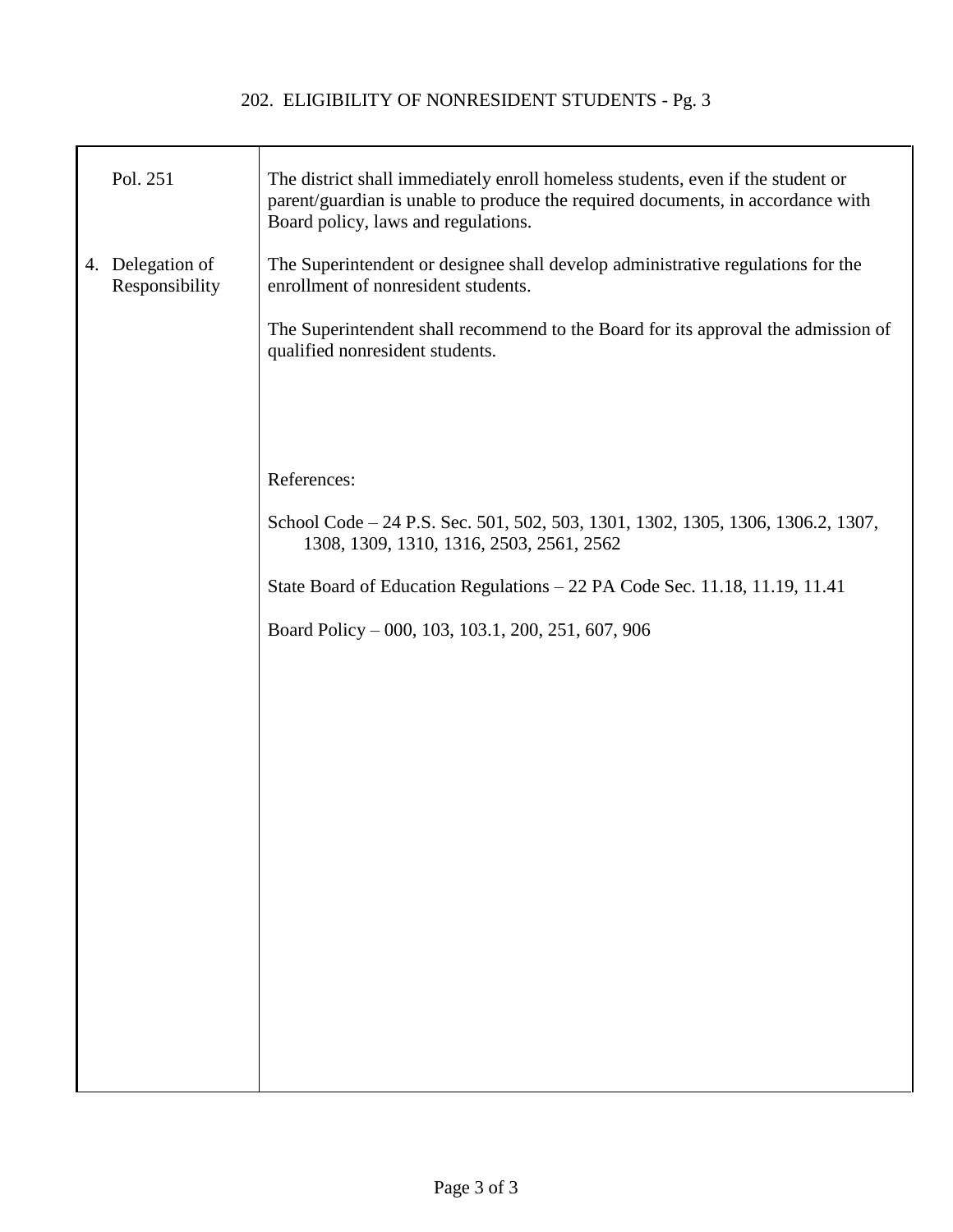Pol. 251

The district shall immediately enroll homeless students, even if the student or parent/guardian is unable to produce the required documents, in accordance with Board policy, laws and regulations.

4. Delegation of Responsibility

The Superintendent or designee shall develop administrative regulations for the enrollment of nonresident students.

The Superintendent shall recommend to the Board for its approval the admission of qualified nonresident students.

References:

School Code – 24 P.S. Sec. 501, 502, 503, 1301, 1302, 1305, 1306, 1306.2, 1307, 1308, 1309, 1310, 1316, 2503, 2561, 2562

State Board of Education Regulations – 22 PA Code Sec. 11.18, 11.19, 11.41

Board Policy – 000, 103, 103.1, 200, 251, 607, 906